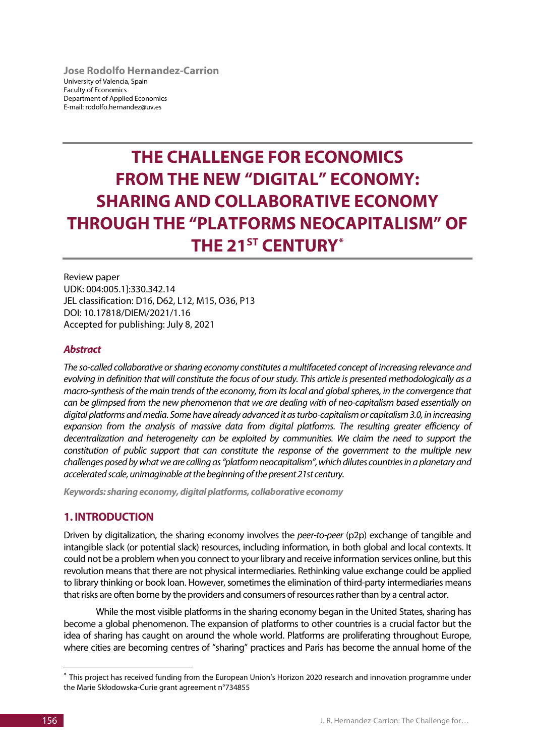**Jose Rodolfo Hernandez-Carrion**
University of Valencia, Spain
Faculty of Economics
Department of Applied Economics
E-mail: rodolfo.hernandez@uv.es

# THE CHALLENGE FOR ECONOMICS FROM THE NEW "DIGITAL" ECONOMY: SHARING AND COLLABORATIVE ECONOMY THROUGH THE "PLATFORMS NEOCAPITALISM" OF THE 21ST CENTURY*

Review paper
UDK: 004:005.1]:330.342.14
JEL classification: D16, D62, L12, M15, O36, P13
DOI: 10.17818/DIEM/2021/1.16
Accepted for publishing: July 8, 2021

### *Abstract*

*The so-called collaborative or sharing economy constitutes a multifaceted concept of increasing relevance and evolving in definition that will constitute the focus of our study. This article is presented methodologically as a macro-synthesis of the main trends of the economy, from its local and global spheres, in the convergence that can be glimpsed from the new phenomenon that we are dealing with of neo-capitalism based essentially on digital platforms and media. Some have already advanced it as turbo-capitalism or capitalism 3.0, in increasing expansion from the analysis of massive data from digital platforms. The resulting greater efficiency of decentralization and heterogeneity can be exploited by communities. We claim the need to support the constitution of public support that can constitute the response of the government to the multiple new challenges posed by what we are calling as "platform neocapitalism", which dilutes countries in a planetary and accelerated scale, unimaginable at the beginning of the present 21st century.*

***Keywords: sharing economy, digital platforms, collaborative economy***

## 1. INTRODUCTION

Driven by digitalization, the sharing economy involves the *peer-to-peer* (p2p) exchange of tangible and intangible slack (or potential slack) resources, including information, in both global and local contexts. It could not be a problem when you connect to your library and receive information services online, but this revolution means that there are not physical intermediaries. Rethinking value exchange could be applied to library thinking or book loan. However, sometimes the elimination of third-party intermediaries means that risks are often borne by the providers and consumers of resources rather than by a central actor.

While the most visible platforms in the sharing economy began in the United States, sharing has become a global phenomenon. The expansion of platforms to other countries is a crucial factor but the idea of sharing has caught on around the whole world. Platforms are proliferating throughout Europe, where cities are becoming centres of "sharing" practices and Paris has become the annual home of the

---

* This project has received funding from the European Union's Horizon 2020 research and innovation programme under the Marie Skłodowska-Curie grant agreement n°734855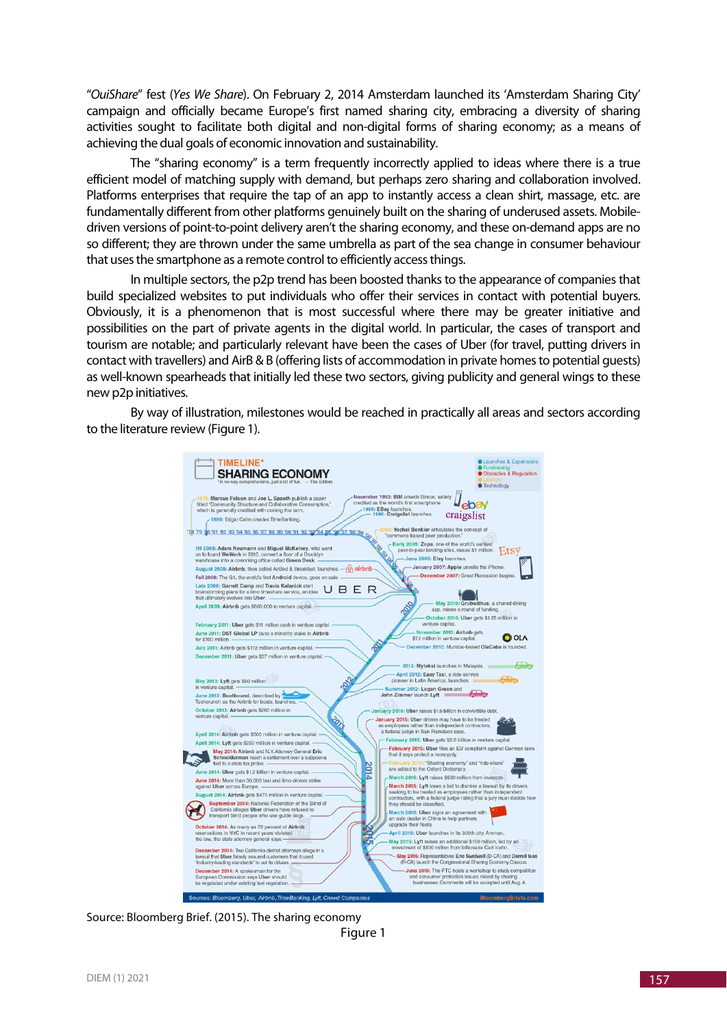"*OuiShare*" fest (*Yes We Share*). On February 2, 2014 Amsterdam launched its 'Amsterdam Sharing City' campaign and officially became Europe's first named sharing city, embracing a diversity of sharing activities sought to facilitate both digital and non-digital forms of sharing economy; as a means of achieving the dual goals of economic innovation and sustainability.

The "sharing economy" is a term frequently incorrectly applied to ideas where there is a true efficient model of matching supply with demand, but perhaps zero sharing and collaboration involved. Platforms enterprises that require the tap of an app to instantly access a clean shirt, massage, etc. are fundamentally different from other platforms genuinely built on the sharing of underused assets. Mobile-driven versions of point-to-point delivery aren't the sharing economy, and these on-demand apps are no so different; they are thrown under the same umbrella as part of the sea change in consumer behaviour that uses the smartphone as a remote control to efficiently access things.

In multiple sectors, the p2p trend has been boosted thanks to the appearance of companies that build specialized websites to put individuals who offer their services in contact with potential buyers. Obviously, it is a phenomenon that is most successful where there may be greater initiative and possibilities on the part of private agents in the digital world. In particular, the cases of transport and tourism are notable; and particularly relevant have been the cases of Uber (for travel, putting drivers in contact with travellers) and AirB & B (offering lists of accommodation in private homes to potential guests) as well-known spearheads that initially led these two sectors, giving publicity and general wings to these new p2p initiatives.

By way of illustration, milestones would be reached in practically all areas and sectors according to the literature review (Figure 1).

Source: Bloomberg Brief. (2015). The sharing economy

Figure 1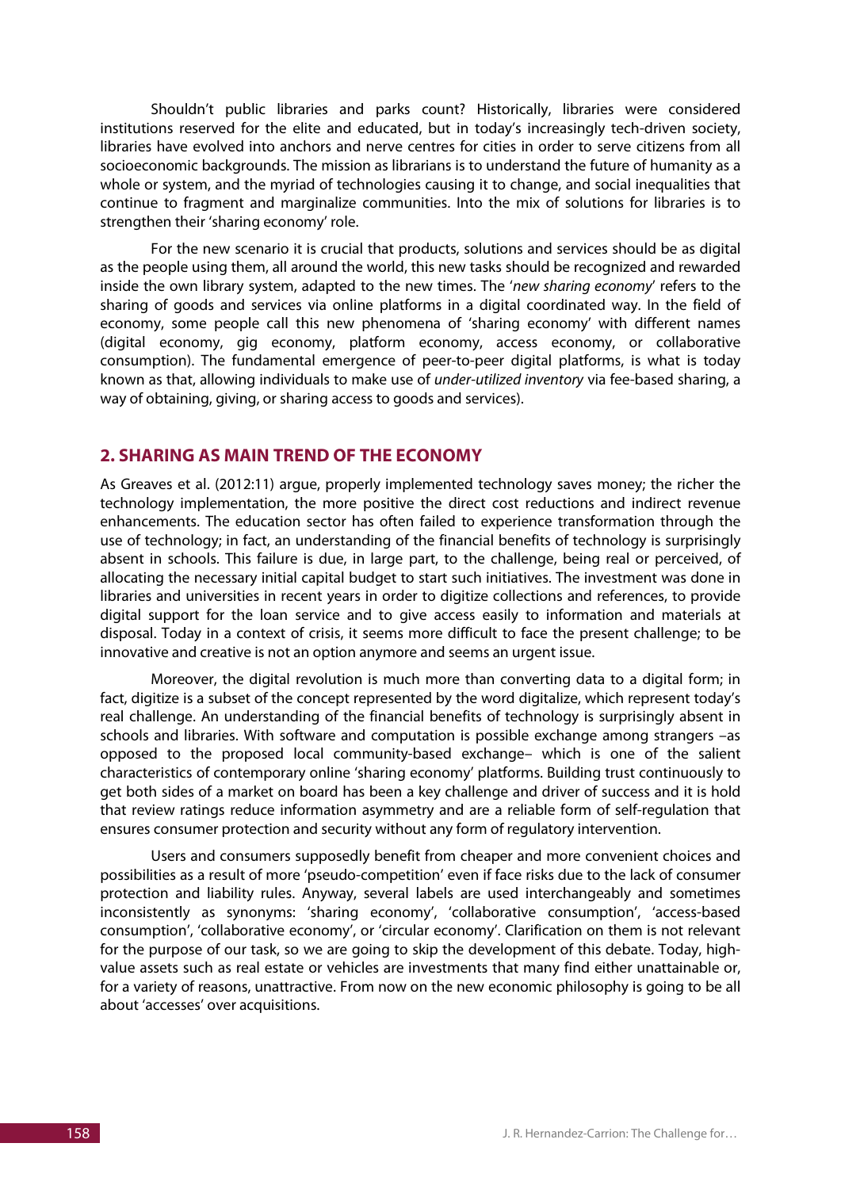Shouldn't public libraries and parks count? Historically, libraries were considered institutions reserved for the elite and educated, but in today's increasingly tech-driven society, libraries have evolved into anchors and nerve centres for cities in order to serve citizens from all socioeconomic backgrounds. The mission as librarians is to understand the future of humanity as a whole or system, and the myriad of technologies causing it to change, and social inequalities that continue to fragment and marginalize communities. Into the mix of solutions for libraries is to strengthen their 'sharing economy' role.

For the new scenario it is crucial that products, solutions and services should be as digital as the people using them, all around the world, this new tasks should be recognized and rewarded inside the own library system, adapted to the new times. The '*new sharing economy*' refers to the sharing of goods and services via online platforms in a digital coordinated way. In the field of economy, some people call this new phenomena of 'sharing economy' with different names (digital economy, gig economy, platform economy, access economy, or collaborative consumption). The fundamental emergence of peer-to-peer digital platforms, is what is today known as that, allowing individuals to make use of *under-utilized inventory* via fee-based sharing, a way of obtaining, giving, or sharing access to goods and services).

## 2. SHARING AS MAIN TREND OF THE ECONOMY

As Greaves et al. (2012:11) argue, properly implemented technology saves money; the richer the technology implementation, the more positive the direct cost reductions and indirect revenue enhancements. The education sector has often failed to experience transformation through the use of technology; in fact, an understanding of the financial benefits of technology is surprisingly absent in schools. This failure is due, in large part, to the challenge, being real or perceived, of allocating the necessary initial capital budget to start such initiatives. The investment was done in libraries and universities in recent years in order to digitize collections and references, to provide digital support for the loan service and to give access easily to information and materials at disposal. Today in a context of crisis, it seems more difficult to face the present challenge; to be innovative and creative is not an option anymore and seems an urgent issue.

Moreover, the digital revolution is much more than converting data to a digital form; in fact, digitize is a subset of the concept represented by the word digitalize, which represent today's real challenge. An understanding of the financial benefits of technology is surprisingly absent in schools and libraries. With software and computation is possible exchange among strangers –as opposed to the proposed local community-based exchange– which is one of the salient characteristics of contemporary online 'sharing economy' platforms. Building trust continuously to get both sides of a market on board has been a key challenge and driver of success and it is hold that review ratings reduce information asymmetry and are a reliable form of self-regulation that ensures consumer protection and security without any form of regulatory intervention.

Users and consumers supposedly benefit from cheaper and more convenient choices and possibilities as a result of more 'pseudo-competition' even if face risks due to the lack of consumer protection and liability rules. Anyway, several labels are used interchangeably and sometimes inconsistently as synonyms: 'sharing economy', 'collaborative consumption', 'access-based consumption', 'collaborative economy', or 'circular economy'. Clarification on them is not relevant for the purpose of our task, so we are going to skip the development of this debate. Today, high-value assets such as real estate or vehicles are investments that many find either unattainable or, for a variety of reasons, unattractive. From now on the new economic philosophy is going to be all about 'accesses' over acquisitions.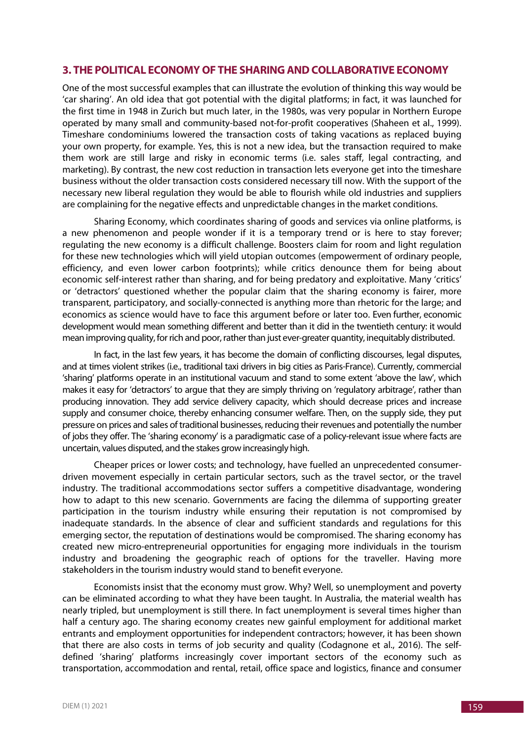## 3. THE POLITICAL ECONOMY OF THE SHARING AND COLLABORATIVE ECONOMY

One of the most successful examples that can illustrate the evolution of thinking this way would be 'car sharing'. An old idea that got potential with the digital platforms; in fact, it was launched for the first time in 1948 in Zurich but much later, in the 1980s, was very popular in Northern Europe operated by many small and community-based not-for-profit cooperatives (Shaheen et al., 1999). Timeshare condominiums lowered the transaction costs of taking vacations as replaced buying your own property, for example. Yes, this is not a new idea, but the transaction required to make them work are still large and risky in economic terms (i.e. sales staff, legal contracting, and marketing). By contrast, the new cost reduction in transaction lets everyone get into the timeshare business without the older transaction costs considered necessary till now. With the support of the necessary new liberal regulation they would be able to flourish while old industries and suppliers are complaining for the negative effects and unpredictable changes in the market conditions.

Sharing Economy, which coordinates sharing of goods and services via online platforms, is a new phenomenon and people wonder if it is a temporary trend or is here to stay forever; regulating the new economy is a difficult challenge. Boosters claim for room and light regulation for these new technologies which will yield utopian outcomes (empowerment of ordinary people, efficiency, and even lower carbon footprints); while critics denounce them for being about economic self-interest rather than sharing, and for being predatory and exploitative. Many 'critics' or 'detractors' questioned whether the popular claim that the sharing economy is fairer, more transparent, participatory, and socially-connected is anything more than rhetoric for the large; and economics as science would have to face this argument before or later too. Even further, economic development would mean something different and better than it did in the twentieth century: it would mean improving quality, for rich and poor, rather than just ever-greater quantity, inequitably distributed.

In fact, in the last few years, it has become the domain of conflicting discourses, legal disputes, and at times violent strikes (i.e., traditional taxi drivers in big cities as Paris-France). Currently, commercial 'sharing' platforms operate in an institutional vacuum and stand to some extent 'above the law', which makes it easy for 'detractors' to argue that they are simply thriving on 'regulatory arbitrage', rather than producing innovation. They add service delivery capacity, which should decrease prices and increase supply and consumer choice, thereby enhancing consumer welfare. Then, on the supply side, they put pressure on prices and sales of traditional businesses, reducing their revenues and potentially the number of jobs they offer. The 'sharing economy' is a paradigmatic case of a policy-relevant issue where facts are uncertain, values disputed, and the stakes grow increasingly high.

Cheaper prices or lower costs; and technology, have fuelled an unprecedented consumer-driven movement especially in certain particular sectors, such as the travel sector, or the travel industry. The traditional accommodations sector suffers a competitive disadvantage, wondering how to adapt to this new scenario. Governments are facing the dilemma of supporting greater participation in the tourism industry while ensuring their reputation is not compromised by inadequate standards. In the absence of clear and sufficient standards and regulations for this emerging sector, the reputation of destinations would be compromised. The sharing economy has created new micro-entrepreneurial opportunities for engaging more individuals in the tourism industry and broadening the geographic reach of options for the traveller. Having more stakeholders in the tourism industry would stand to benefit everyone.

Economists insist that the economy must grow. Why? Well, so unemployment and poverty can be eliminated according to what they have been taught. In Australia, the material wealth has nearly tripled, but unemployment is still there. In fact unemployment is several times higher than half a century ago. The sharing economy creates new gainful employment for additional market entrants and employment opportunities for independent contractors; however, it has been shown that there are also costs in terms of job security and quality (Codagnone et al., 2016). The self-defined 'sharing' platforms increasingly cover important sectors of the economy such as transportation, accommodation and rental, retail, office space and logistics, finance and consumer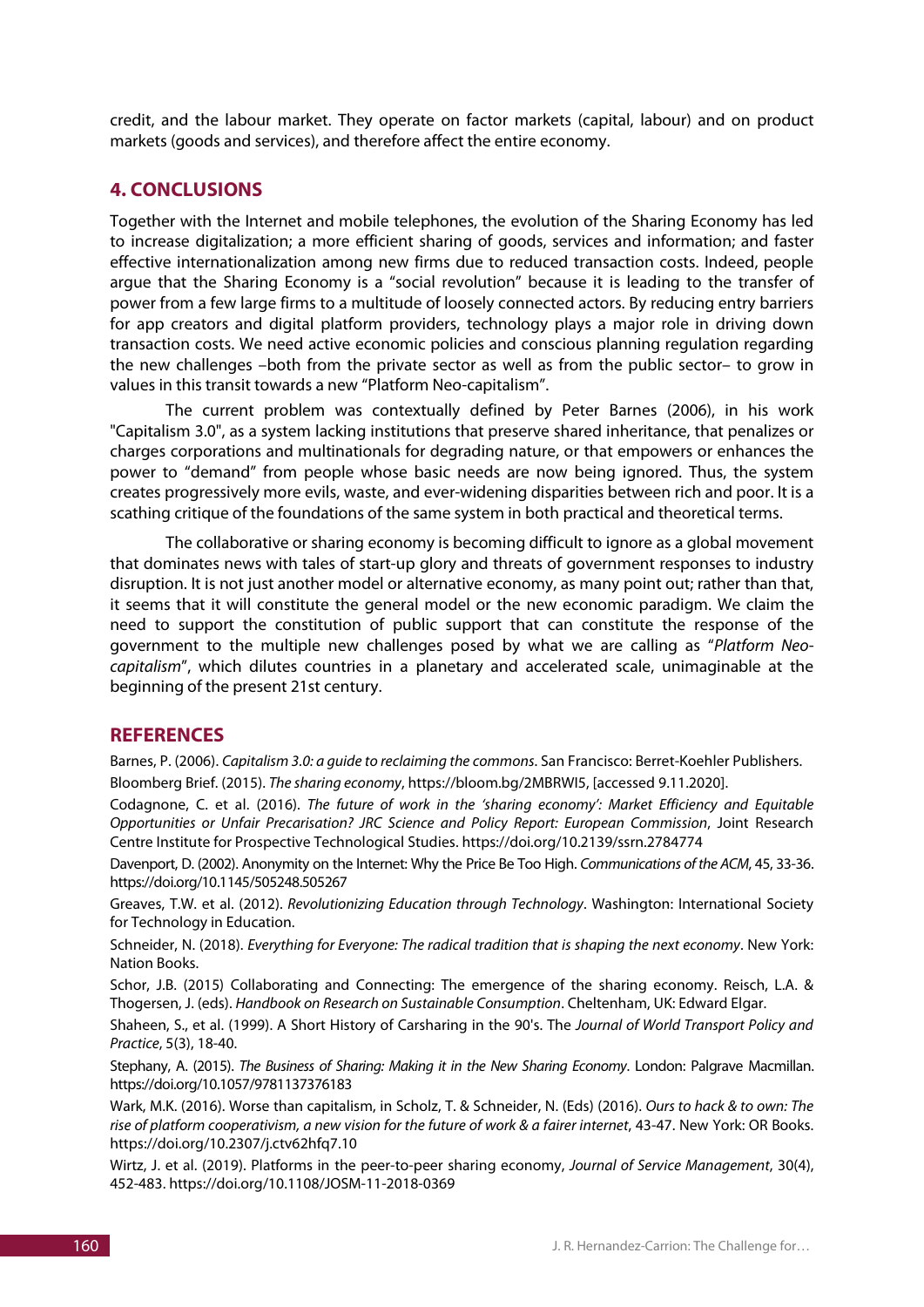credit, and the labour market. They operate on factor markets (capital, labour) and on product markets (goods and services), and therefore affect the entire economy.

## 4. CONCLUSIONS

Together with the Internet and mobile telephones, the evolution of the Sharing Economy has led to increase digitalization; a more efficient sharing of goods, services and information; and faster effective internationalization among new firms due to reduced transaction costs. Indeed, people argue that the Sharing Economy is a "social revolution" because it is leading to the transfer of power from a few large firms to a multitude of loosely connected actors. By reducing entry barriers for app creators and digital platform providers, technology plays a major role in driving down transaction costs. We need active economic policies and conscious planning regulation regarding the new challenges –both from the private sector as well as from the public sector– to grow in values in this transit towards a new "Platform Neo-capitalism".

The current problem was contextually defined by Peter Barnes (2006), in his work "Capitalism 3.0", as a system lacking institutions that preserve shared inheritance, that penalizes or charges corporations and multinationals for degrading nature, or that empowers or enhances the power to "demand" from people whose basic needs are now being ignored. Thus, the system creates progressively more evils, waste, and ever-widening disparities between rich and poor. It is a scathing critique of the foundations of the same system in both practical and theoretical terms.

The collaborative or sharing economy is becoming difficult to ignore as a global movement that dominates news with tales of start-up glory and threats of government responses to industry disruption. It is not just another model or alternative economy, as many point out; rather than that, it seems that it will constitute the general model or the new economic paradigm. We claim the need to support the constitution of public support that can constitute the response of the government to the multiple new challenges posed by what we are calling as "*Platform Neo-capitalism*", which dilutes countries in a planetary and accelerated scale, unimaginable at the beginning of the present 21st century.

## REFERENCES

Barnes, P. (2006). *Capitalism 3.0: a guide to reclaiming the commons*. San Francisco: Berret-Koehler Publishers.

Bloomberg Brief. (2015). *The sharing economy*, https://bloom.bg/2MBRWI5, [accessed 9.11.2020].

Codagnone, C. et al. (2016). *The future of work in the 'sharing economy': Market Efficiency and Equitable Opportunities or Unfair Precarisation? JRC Science and Policy Report: European Commission*, Joint Research Centre Institute for Prospective Technological Studies. https://doi.org/10.2139/ssrn.2784774

Davenport, D. (2002). Anonymity on the Internet: Why the Price Be Too High. *Communications of the ACM*, 45, 33-36. https://doi.org/10.1145/505248.505267

Greaves, T.W. et al. (2012). *Revolutionizing Education through Technology*. Washington: International Society for Technology in Education.

Schneider, N. (2018). *Everything for Everyone: The radical tradition that is shaping the next economy*. New York: Nation Books.

Schor, J.B. (2015) Collaborating and Connecting: The emergence of the sharing economy. Reisch, L.A. & Thogersen, J. (eds). *Handbook on Research on Sustainable Consumption*. Cheltenham, UK: Edward Elgar.

Shaheen, S., et al. (1999). A Short History of Carsharing in the 90's. The *Journal of World Transport Policy and Practice*, 5(3), 18-40.

Stephany, A. (2015). *The Business of Sharing: Making it in the New Sharing Economy*. London: Palgrave Macmillan. https://doi.org/10.1057/9781137376183

Wark, M.K. (2016). Worse than capitalism, in Scholz, T. & Schneider, N. (Eds) (2016). *Ours to hack & to own: The rise of platform cooperativism, a new vision for the future of work & a fairer internet*, 43-47. New York: OR Books. https://doi.org/10.2307/j.ctv62hfq7.10

Wirtz, J. et al. (2019). Platforms in the peer-to-peer sharing economy, *Journal of Service Management*, 30(4), 452-483. https://doi.org/10.1108/JOSM-11-2018-0369